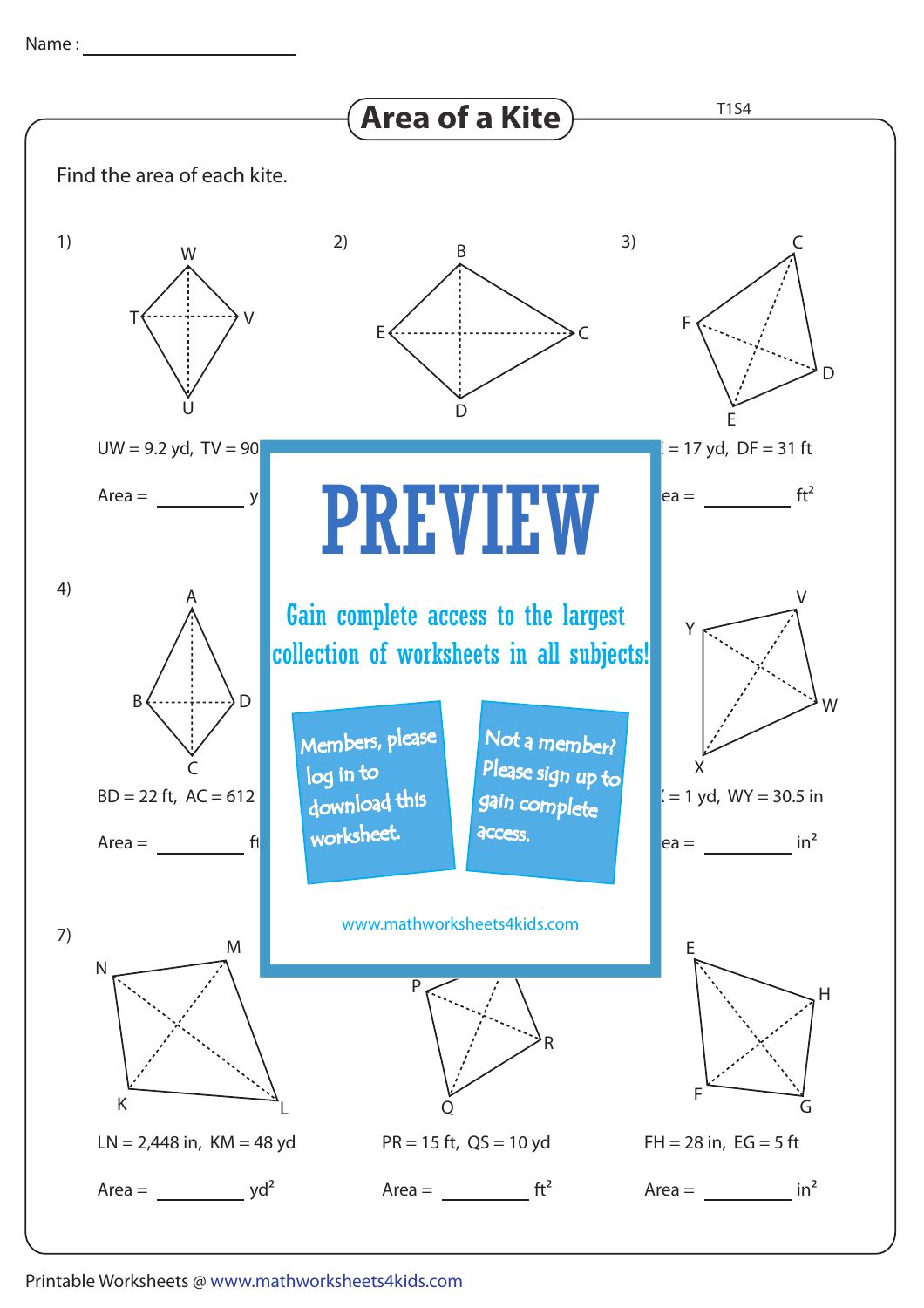Name : ____________________

# Area of a Kite

T1S4

Find the area of each kite.

1)

W, T, V, U

UW = 9.2 yd, TV = 90

Area = ________ y

2)

B, E, C, D

3)

C, F, D, E

= 17 yd, DF = 31 ft

ea = ________ ft²

# PREVIEW

Gain complete access to the largest collection of worksheets in all subjects!

Members, please log in to download this worksheet.

Not a member? Please sign up to gain complete access.

www.mathworksheets4kids.com

4)

A, B, D, C

BD = 22 ft, AC = 612

Area = ________ ft

Y, V, W, X

= 1 yd, WY = 30.5 in

ea = ________ in²

7)

N, M, K, L

LN = 2,448 in, KM = 48 yd

Area = ________ yd²

P, R, Q

PR = 15 ft, QS = 10 yd

Area = ________ ft²

E, H, F, G

FH = 28 in, EG = 5 ft

Area = ________ in²

Printable Worksheets @ www.mathworksheets4kids.com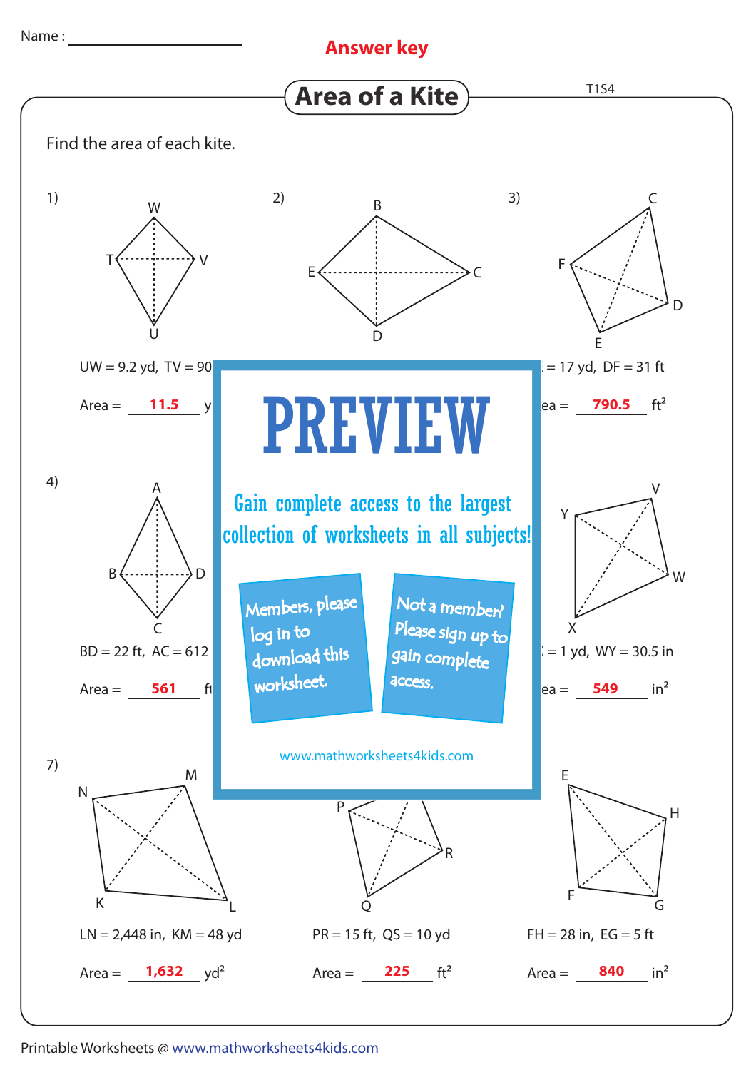Name :

**Answer key**

# Area of a Kite

T1S4

Find the area of each kite.

1)

W, T, V, U

UW = 9.2 yd, TV = 90

Area = **11.5** y

2)

B, E, C, D

3)

C, F, D, E

= 17 yd, DF = 31 ft

ea = **790.5** ft²

4)

A, B, D, C

BD = 22 ft, AC = 612

Area = **561** ft

Y, V, W, X

= 1 yd, WY = 30.5 in

ea = **549** in²

PREVIEW

Gain complete access to the largest collection of worksheets in all subjects!

Members, please log in to download this worksheet.

Not a member? Please sign up to gain complete access.

www.mathworksheets4kids.com

7)

N, M, K, L

LN = 2,448 in, KM = 48 yd

Area = **1,632** yd²

P, R, Q

PR = 15 ft, QS = 10 yd

Area = **225** ft²

E, H, F, G

FH = 28 in, EG = 5 ft

Area = **840** in²

Printable Worksheets @ www.mathworksheets4kids.com